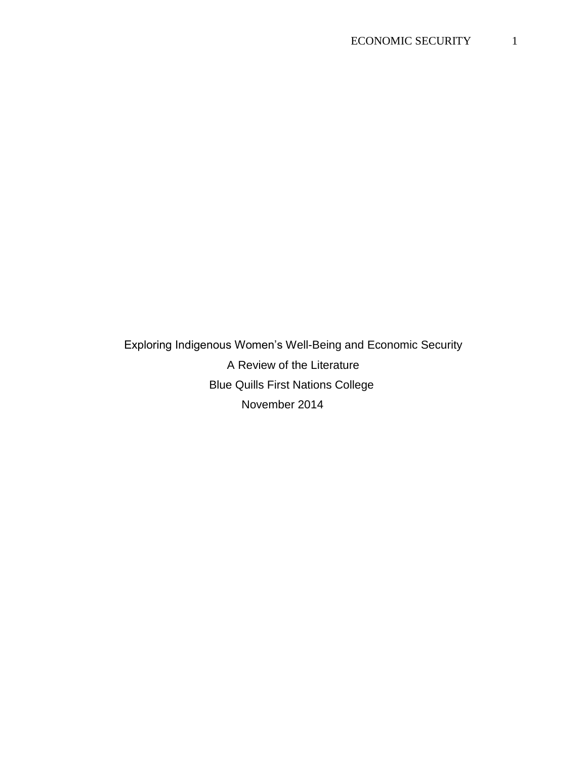# Exploring Indigenous Women's Well-Being and Economic Security

A Review of the Literature

Blue Quills First Nations College

November 2014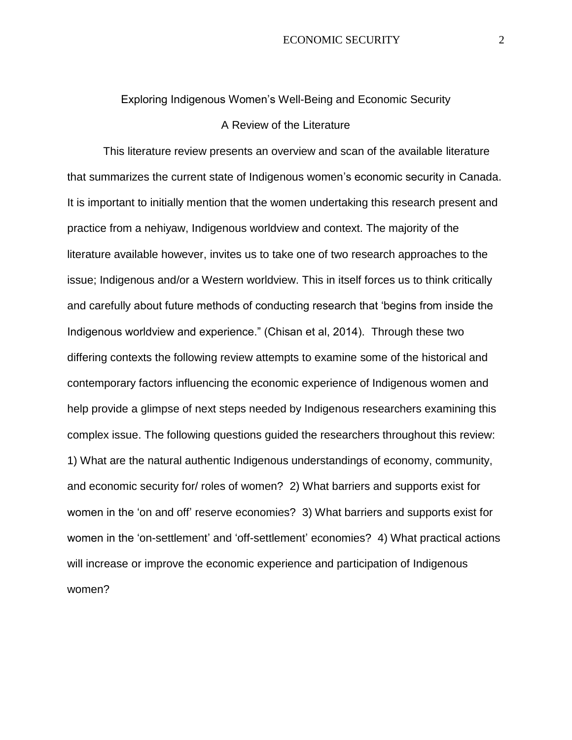# Exploring Indigenous Women's Well-Being and Economic Security

## A Review of the Literature

This literature review presents an overview and scan of the available literature that summarizes the current state of Indigenous women's economic security in Canada. It is important to initially mention that the women undertaking this research present and practice from a nehiyaw, Indigenous worldview and context. The majority of the literature available however, invites us to take one of two research approaches to the issue; Indigenous and/or a Western worldview. This in itself forces us to think critically and carefully about future methods of conducting research that 'begins from inside the Indigenous worldview and experience." (Chisan et al, 2014). Through these two differing contexts the following review attempts to examine some of the historical and contemporary factors influencing the economic experience of Indigenous women and help provide a glimpse of next steps needed by Indigenous researchers examining this complex issue. The following questions guided the researchers throughout this review: 1) What are the natural authentic Indigenous understandings of economy, community, and economic security for/ roles of women? 2) What barriers and supports exist for women in the 'on and off' reserve economies? 3) What barriers and supports exist for women in the 'on-settlement' and 'off-settlement' economies? 4) What practical actions will increase or improve the economic experience and participation of Indigenous women?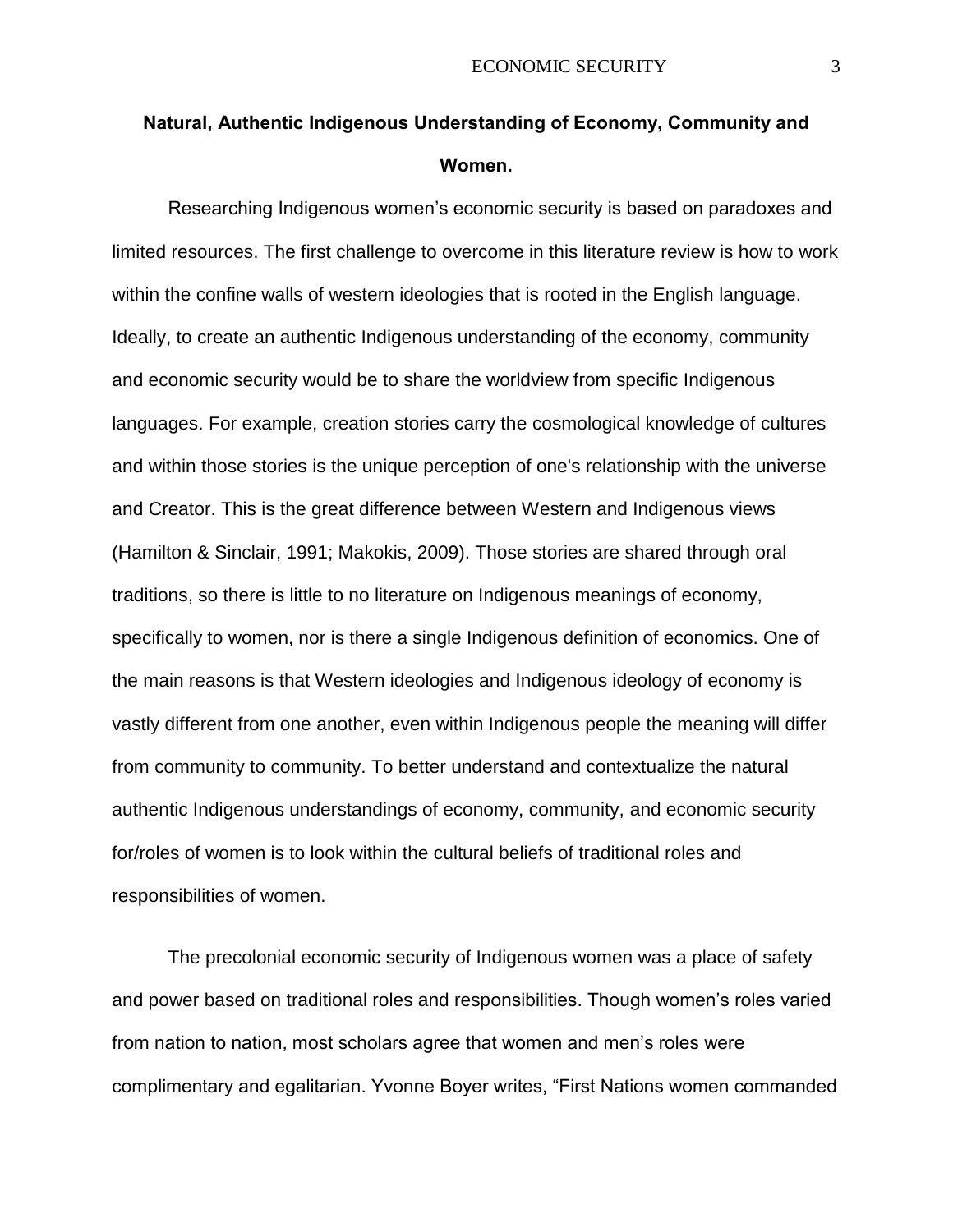## Natural, Authentic Indigenous Understanding of Economy, Community and Women.

Researching Indigenous women's economic security is based on paradoxes and limited resources. The first challenge to overcome in this literature review is how to work within the confine walls of western ideologies that is rooted in the English language. Ideally, to create an authentic Indigenous understanding of the economy, community and economic security would be to share the worldview from specific Indigenous languages. For example, creation stories carry the cosmological knowledge of cultures and within those stories is the unique perception of one's relationship with the universe and Creator. This is the great difference between Western and Indigenous views (Hamilton & Sinclair, 1991; Makokis, 2009). Those stories are shared through oral traditions, so there is little to no literature on Indigenous meanings of economy, specifically to women, nor is there a single Indigenous definition of economics. One of the main reasons is that Western ideologies and Indigenous ideology of economy is vastly different from one another, even within Indigenous people the meaning will differ from community to community. To better understand and contextualize the natural authentic Indigenous understandings of economy, community, and economic security for/roles of women is to look within the cultural beliefs of traditional roles and responsibilities of women.

The precolonial economic security of Indigenous women was a place of safety and power based on traditional roles and responsibilities. Though women's roles varied from nation to nation, most scholars agree that women and men's roles were complimentary and egalitarian. Yvonne Boyer writes, "First Nations women commanded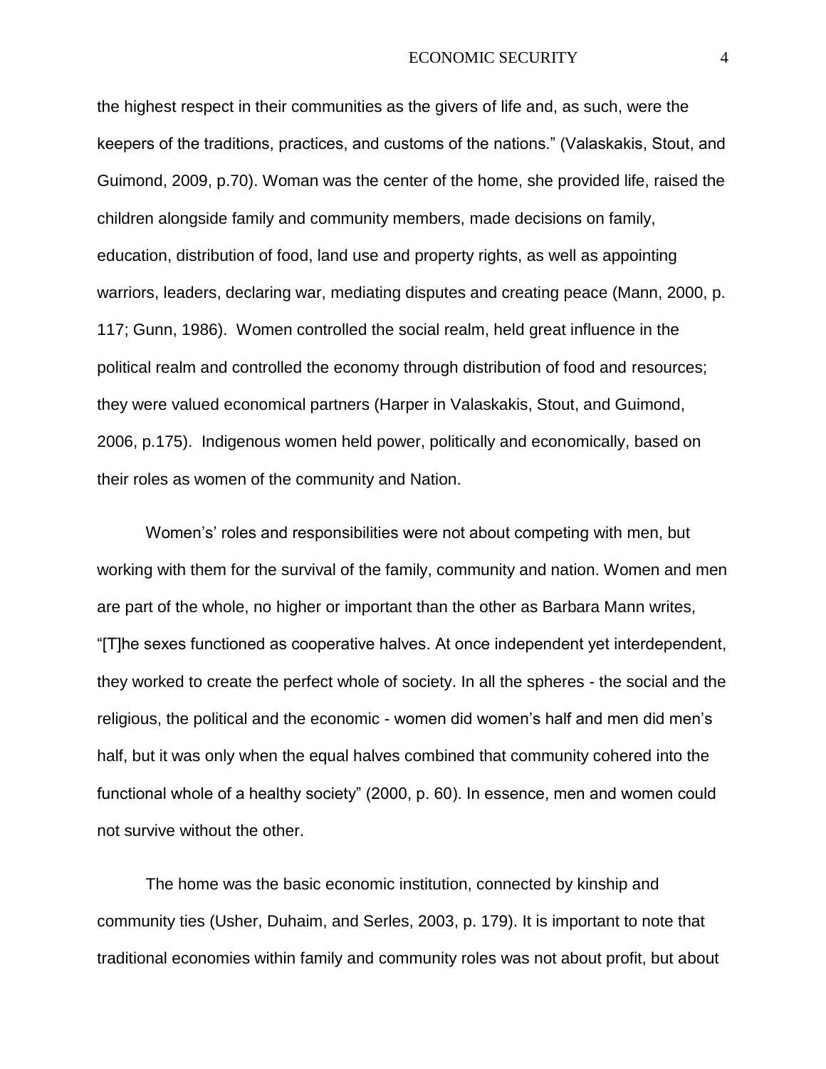the highest respect in their communities as the givers of life and, as such, were the keepers of the traditions, practices, and customs of the nations." (Valaskakis, Stout, and Guimond, 2009, p.70). Woman was the center of the home, she provided life, raised the children alongside family and community members, made decisions on family, education, distribution of food, land use and property rights, as well as appointing warriors, leaders, declaring war, mediating disputes and creating peace (Mann, 2000, p. 117; Gunn, 1986). Women controlled the social realm, held great influence in the political realm and controlled the economy through distribution of food and resources; they were valued economical partners (Harper in Valaskakis, Stout, and Guimond, 2006, p.175). Indigenous women held power, politically and economically, based on their roles as women of the community and Nation.

Women's' roles and responsibilities were not about competing with men, but working with them for the survival of the family, community and nation. Women and men are part of the whole, no higher or important than the other as Barbara Mann writes, "[T]he sexes functioned as cooperative halves. At once independent yet interdependent, they worked to create the perfect whole of society. In all the spheres - the social and the religious, the political and the economic - women did women's half and men did men's half, but it was only when the equal halves combined that community cohered into the functional whole of a healthy society" (2000, p. 60). In essence, men and women could not survive without the other.

The home was the basic economic institution, connected by kinship and community ties (Usher, Duhaim, and Serles, 2003, p. 179). It is important to note that traditional economies within family and community roles was not about profit, but about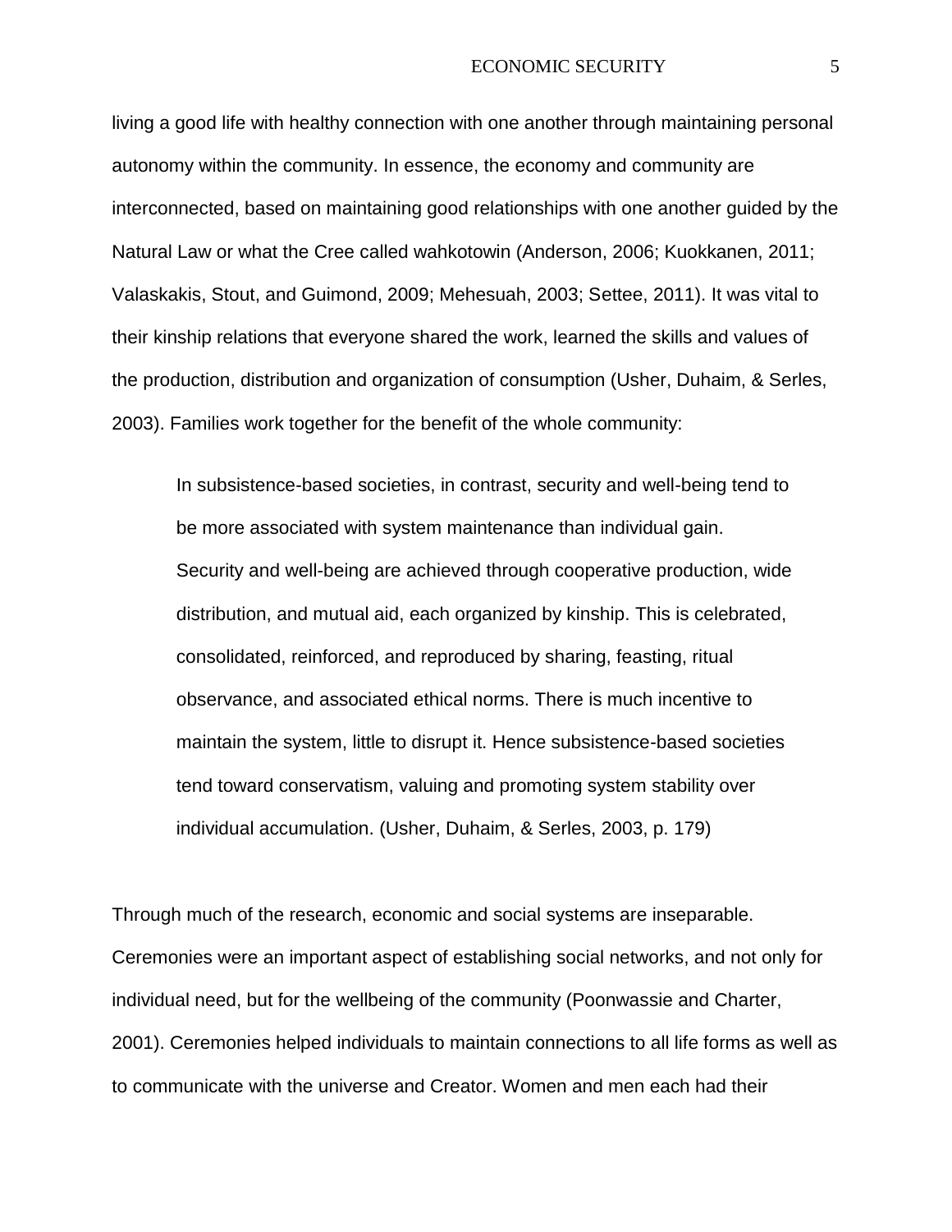living a good life with healthy connection with one another through maintaining personal autonomy within the community. In essence, the economy and community are interconnected, based on maintaining good relationships with one another guided by the Natural Law or what the Cree called wahkotowin (Anderson, 2006; Kuokkanen, 2011; Valaskakis, Stout, and Guimond, 2009; Mehesuah, 2003; Settee, 2011). It was vital to their kinship relations that everyone shared the work, learned the skills and values of the production, distribution and organization of consumption (Usher, Duhaim, & Serles, 2003). Families work together for the benefit of the whole community:

> In subsistence-based societies, in contrast, security and well-being tend to be more associated with system maintenance than individual gain. Security and well-being are achieved through cooperative production, wide distribution, and mutual aid, each organized by kinship. This is celebrated, consolidated, reinforced, and reproduced by sharing, feasting, ritual observance, and associated ethical norms. There is much incentive to maintain the system, little to disrupt it. Hence subsistence-based societies tend toward conservatism, valuing and promoting system stability over individual accumulation. (Usher, Duhaim, & Serles, 2003, p. 179)

Through much of the research, economic and social systems are inseparable. Ceremonies were an important aspect of establishing social networks, and not only for individual need, but for the wellbeing of the community (Poonwassie and Charter, 2001). Ceremonies helped individuals to maintain connections to all life forms as well as to communicate with the universe and Creator. Women and men each had their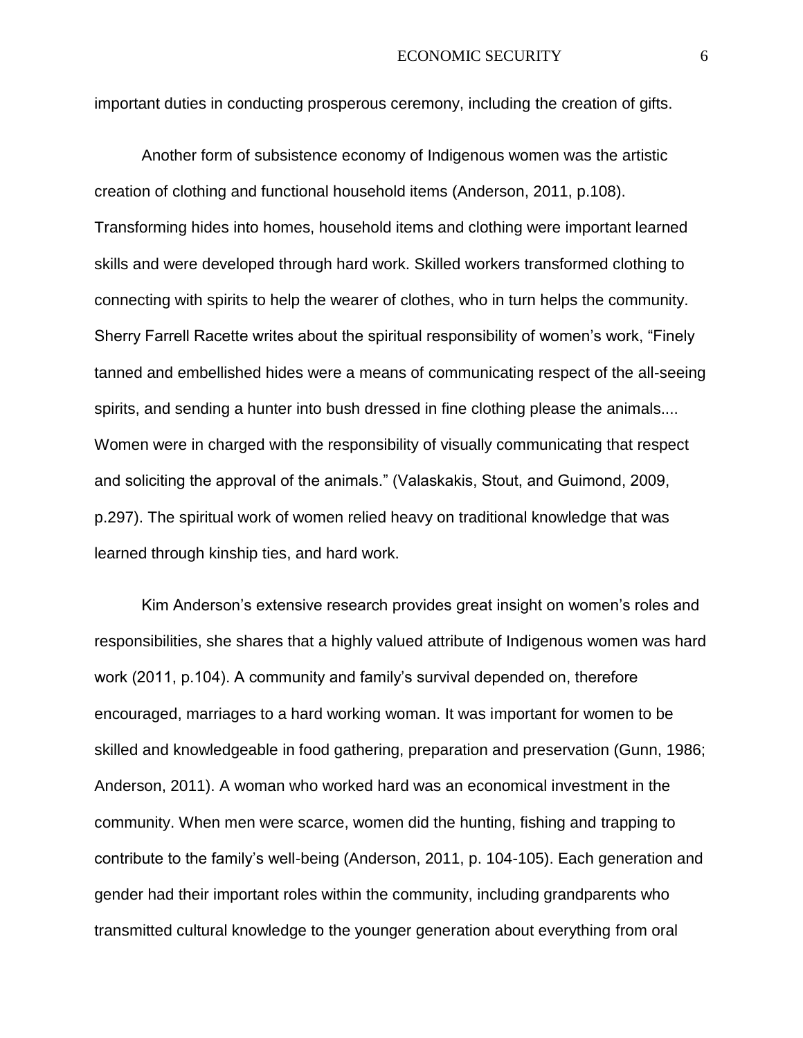important duties in conducting prosperous ceremony, including the creation of gifts.

Another form of subsistence economy of Indigenous women was the artistic creation of clothing and functional household items (Anderson, 2011, p.108). Transforming hides into homes, household items and clothing were important learned skills and were developed through hard work. Skilled workers transformed clothing to connecting with spirits to help the wearer of clothes, who in turn helps the community. Sherry Farrell Racette writes about the spiritual responsibility of women's work, "Finely tanned and embellished hides were a means of communicating respect of the all-seeing spirits, and sending a hunter into bush dressed in fine clothing please the animals.... Women were in charged with the responsibility of visually communicating that respect and soliciting the approval of the animals." (Valaskakis, Stout, and Guimond, 2009, p.297). The spiritual work of women relied heavy on traditional knowledge that was learned through kinship ties, and hard work.

Kim Anderson's extensive research provides great insight on women's roles and responsibilities, she shares that a highly valued attribute of Indigenous women was hard work (2011, p.104). A community and family's survival depended on, therefore encouraged, marriages to a hard working woman. It was important for women to be skilled and knowledgeable in food gathering, preparation and preservation (Gunn, 1986; Anderson, 2011). A woman who worked hard was an economical investment in the community. When men were scarce, women did the hunting, fishing and trapping to contribute to the family's well-being (Anderson, 2011, p. 104-105). Each generation and gender had their important roles within the community, including grandparents who transmitted cultural knowledge to the younger generation about everything from oral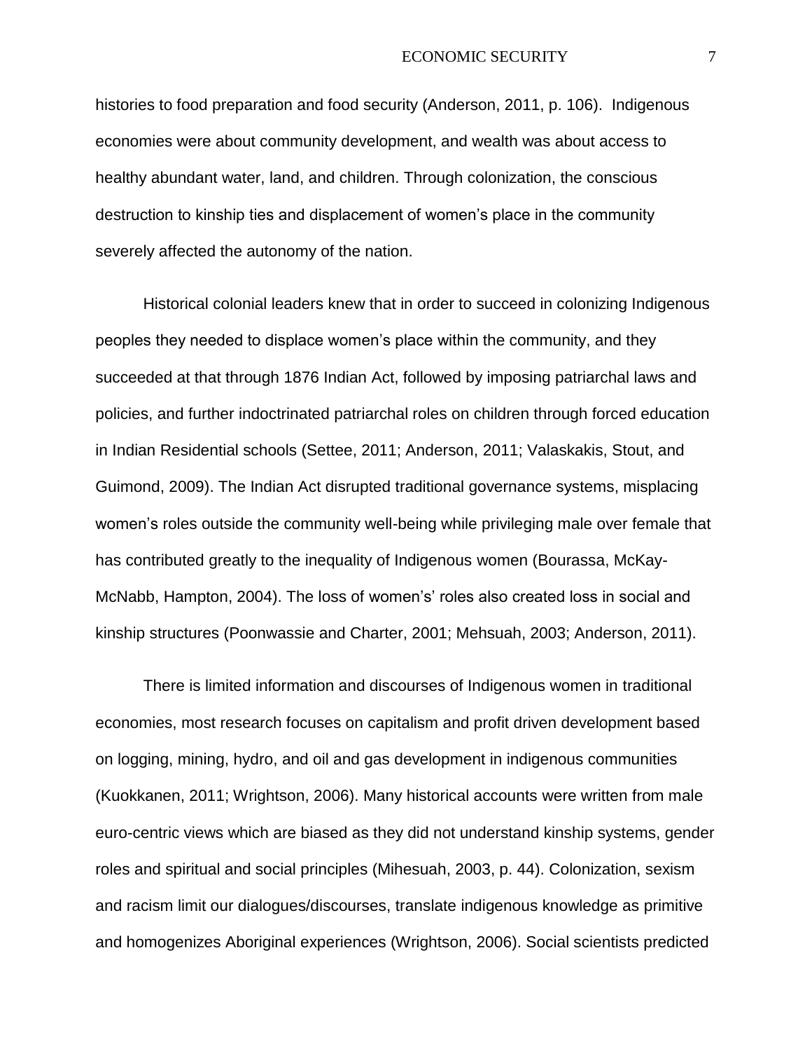histories to food preparation and food security (Anderson, 2011, p. 106). Indigenous economies were about community development, and wealth was about access to healthy abundant water, land, and children. Through colonization, the conscious destruction to kinship ties and displacement of women's place in the community severely affected the autonomy of the nation.

Historical colonial leaders knew that in order to succeed in colonizing Indigenous peoples they needed to displace women's place within the community, and they succeeded at that through 1876 Indian Act, followed by imposing patriarchal laws and policies, and further indoctrinated patriarchal roles on children through forced education in Indian Residential schools (Settee, 2011; Anderson, 2011; Valaskakis, Stout, and Guimond, 2009). The Indian Act disrupted traditional governance systems, misplacing women's roles outside the community well-being while privileging male over female that has contributed greatly to the inequality of Indigenous women (Bourassa, McKay-McNabb, Hampton, 2004). The loss of women's' roles also created loss in social and kinship structures (Poonwassie and Charter, 2001; Mehsuah, 2003; Anderson, 2011).

There is limited information and discourses of Indigenous women in traditional economies, most research focuses on capitalism and profit driven development based on logging, mining, hydro, and oil and gas development in indigenous communities (Kuokkanen, 2011; Wrightson, 2006). Many historical accounts were written from male euro-centric views which are biased as they did not understand kinship systems, gender roles and spiritual and social principles (Mihesuah, 2003, p. 44). Colonization, sexism and racism limit our dialogues/discourses, translate indigenous knowledge as primitive and homogenizes Aboriginal experiences (Wrightson, 2006). Social scientists predicted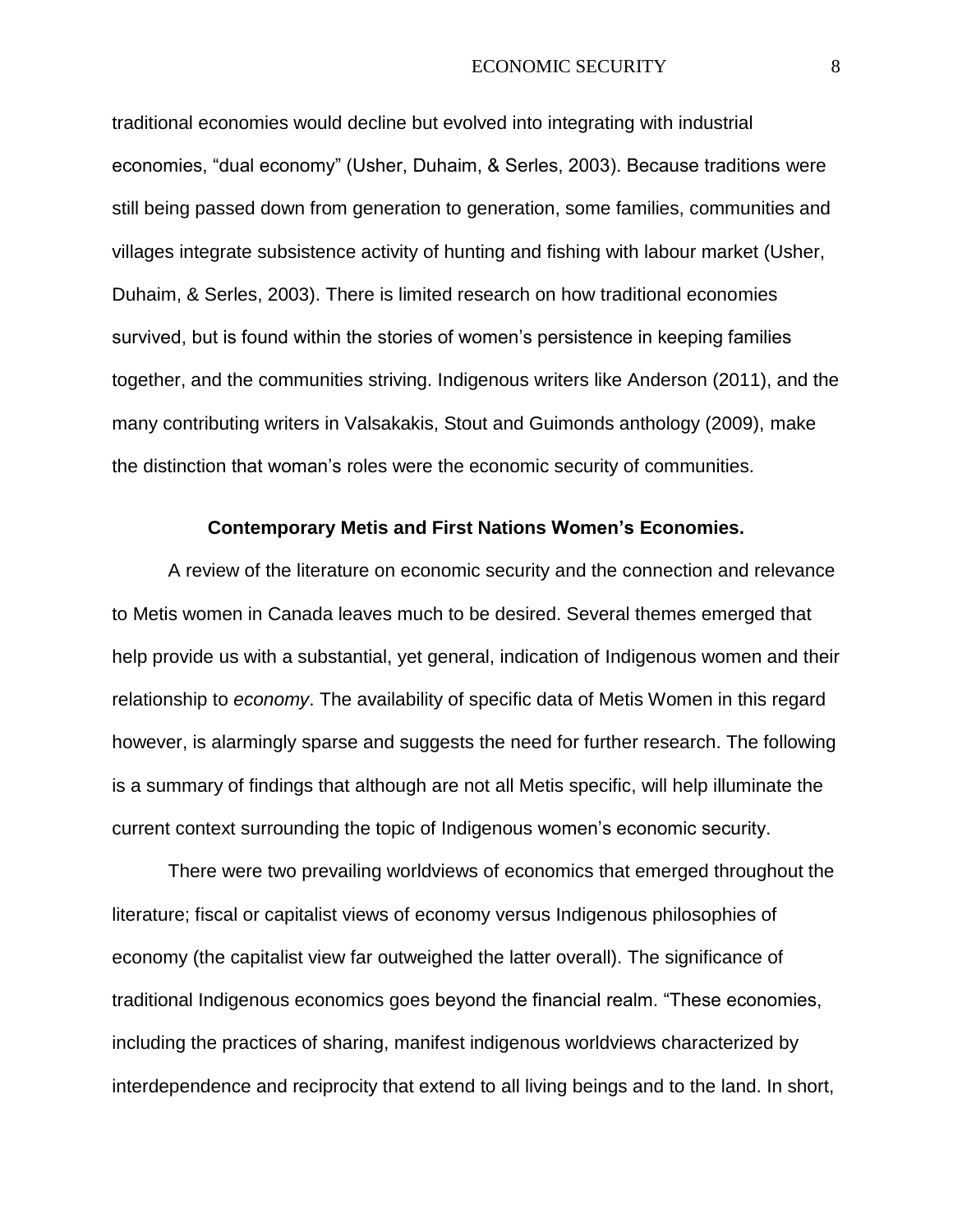traditional economies would decline but evolved into integrating with industrial economies, “dual economy” (Usher, Duhaim, & Serles, 2003). Because traditions were still being passed down from generation to generation, some families, communities and villages integrate subsistence activity of hunting and fishing with labour market (Usher, Duhaim, & Serles, 2003). There is limited research on how traditional economies survived, but is found within the stories of women’s persistence in keeping families together, and the communities striving. Indigenous writers like Anderson (2011), and the many contributing writers in Valsakakis, Stout and Guimonds anthology (2009), make the distinction that woman’s roles were the economic security of communities.

### Contemporary Metis and First Nations Women’s Economies.

A review of the literature on economic security and the connection and relevance to Metis women in Canada leaves much to be desired. Several themes emerged that help provide us with a substantial, yet general, indication of Indigenous women and their relationship to *economy*. The availability of specific data of Metis Women in this regard however, is alarmingly sparse and suggests the need for further research. The following is a summary of findings that although are not all Metis specific, will help illuminate the current context surrounding the topic of Indigenous women’s economic security.

There were two prevailing worldviews of economics that emerged throughout the literature; fiscal or capitalist views of economy versus Indigenous philosophies of economy (the capitalist view far outweighed the latter overall). The significance of traditional Indigenous economics goes beyond the financial realm. “These economies, including the practices of sharing, manifest indigenous worldviews characterized by interdependence and reciprocity that extend to all living beings and to the land. In short,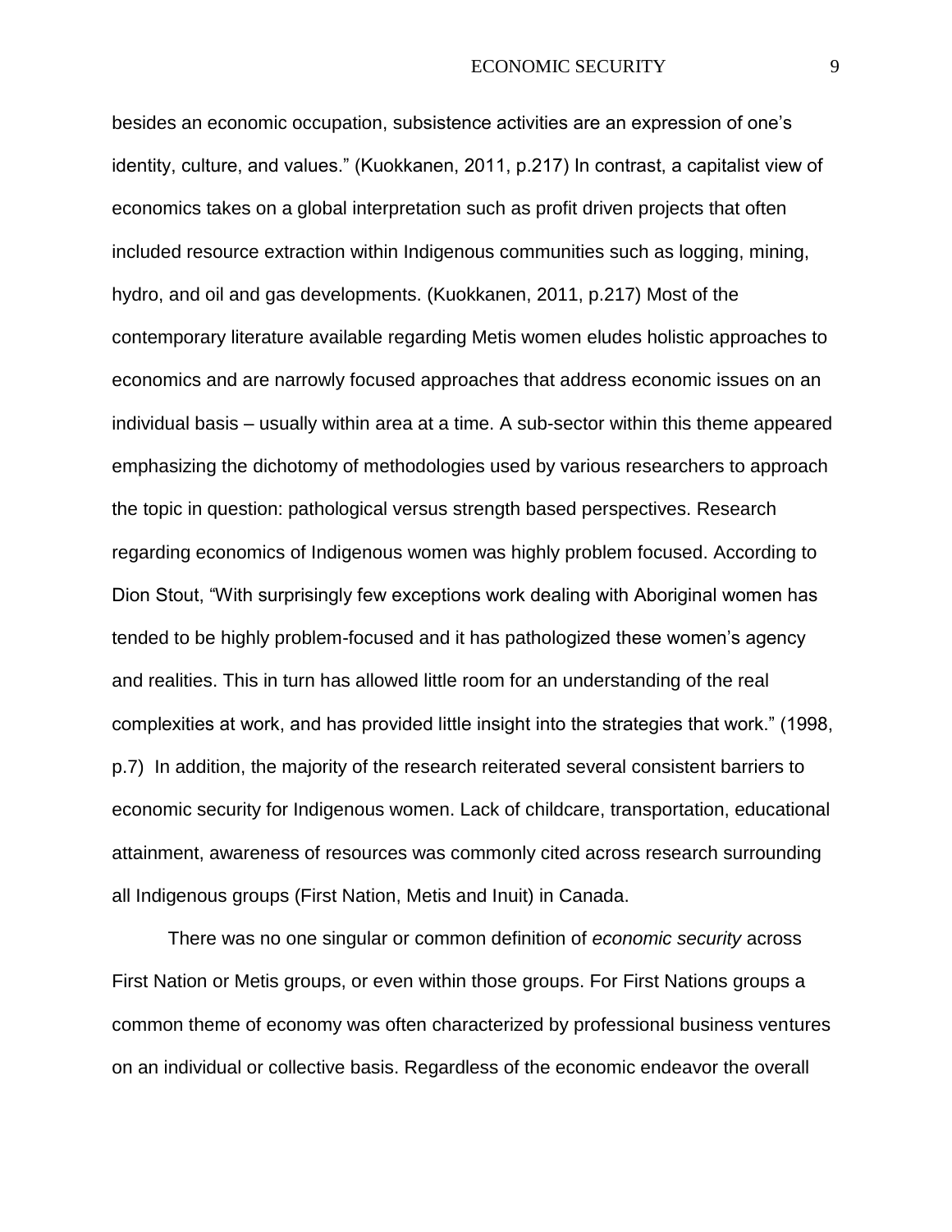besides an economic occupation, subsistence activities are an expression of one's identity, culture, and values." (Kuokkanen, 2011, p.217) In contrast, a capitalist view of economics takes on a global interpretation such as profit driven projects that often included resource extraction within Indigenous communities such as logging, mining, hydro, and oil and gas developments. (Kuokkanen, 2011, p.217) Most of the contemporary literature available regarding Metis women eludes holistic approaches to economics and are narrowly focused approaches that address economic issues on an individual basis – usually within area at a time. A sub-sector within this theme appeared emphasizing the dichotomy of methodologies used by various researchers to approach the topic in question: pathological versus strength based perspectives. Research regarding economics of Indigenous women was highly problem focused. According to Dion Stout, "With surprisingly few exceptions work dealing with Aboriginal women has tended to be highly problem-focused and it has pathologized these women's agency and realities. This in turn has allowed little room for an understanding of the real complexities at work, and has provided little insight into the strategies that work." (1998, p.7) In addition, the majority of the research reiterated several consistent barriers to economic security for Indigenous women. Lack of childcare, transportation, educational attainment, awareness of resources was commonly cited across research surrounding all Indigenous groups (First Nation, Metis and Inuit) in Canada.

There was no one singular or common definition of *economic security* across First Nation or Metis groups, or even within those groups. For First Nations groups a common theme of economy was often characterized by professional business ventures on an individual or collective basis. Regardless of the economic endeavor the overall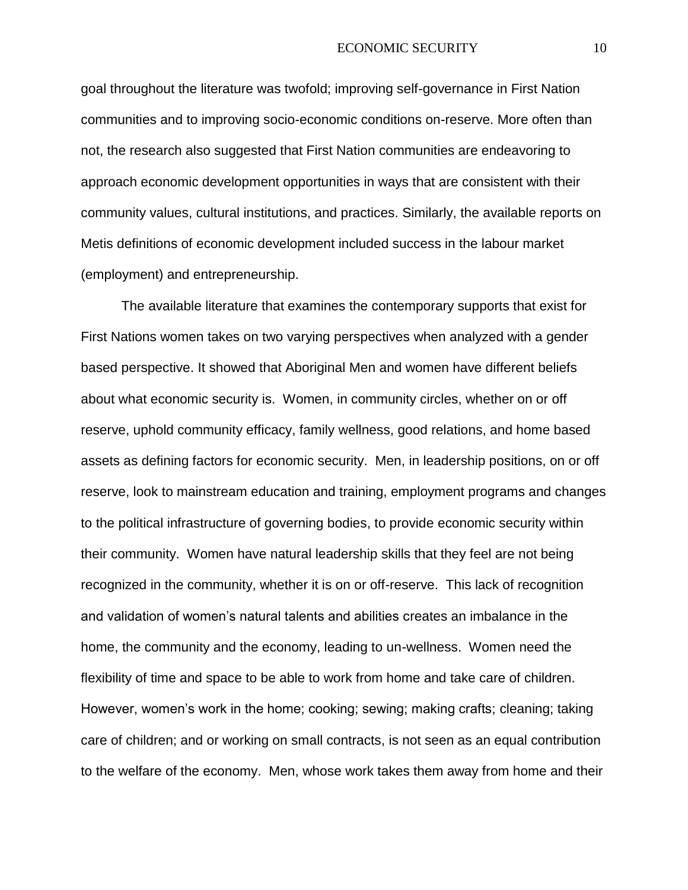goal throughout the literature was twofold; improving self-governance in First Nation communities and to improving socio-economic conditions on-reserve. More often than not, the research also suggested that First Nation communities are endeavoring to approach economic development opportunities in ways that are consistent with their community values, cultural institutions, and practices. Similarly, the available reports on Metis definitions of economic development included success in the labour market (employment) and entrepreneurship.

The available literature that examines the contemporary supports that exist for First Nations women takes on two varying perspectives when analyzed with a gender based perspective. It showed that Aboriginal Men and women have different beliefs about what economic security is. Women, in community circles, whether on or off reserve, uphold community efficacy, family wellness, good relations, and home based assets as defining factors for economic security. Men, in leadership positions, on or off reserve, look to mainstream education and training, employment programs and changes to the political infrastructure of governing bodies, to provide economic security within their community. Women have natural leadership skills that they feel are not being recognized in the community, whether it is on or off-reserve. This lack of recognition and validation of women's natural talents and abilities creates an imbalance in the home, the community and the economy, leading to un-wellness. Women need the flexibility of time and space to be able to work from home and take care of children. However, women's work in the home; cooking; sewing; making crafts; cleaning; taking care of children; and or working on small contracts, is not seen as an equal contribution to the welfare of the economy. Men, whose work takes them away from home and their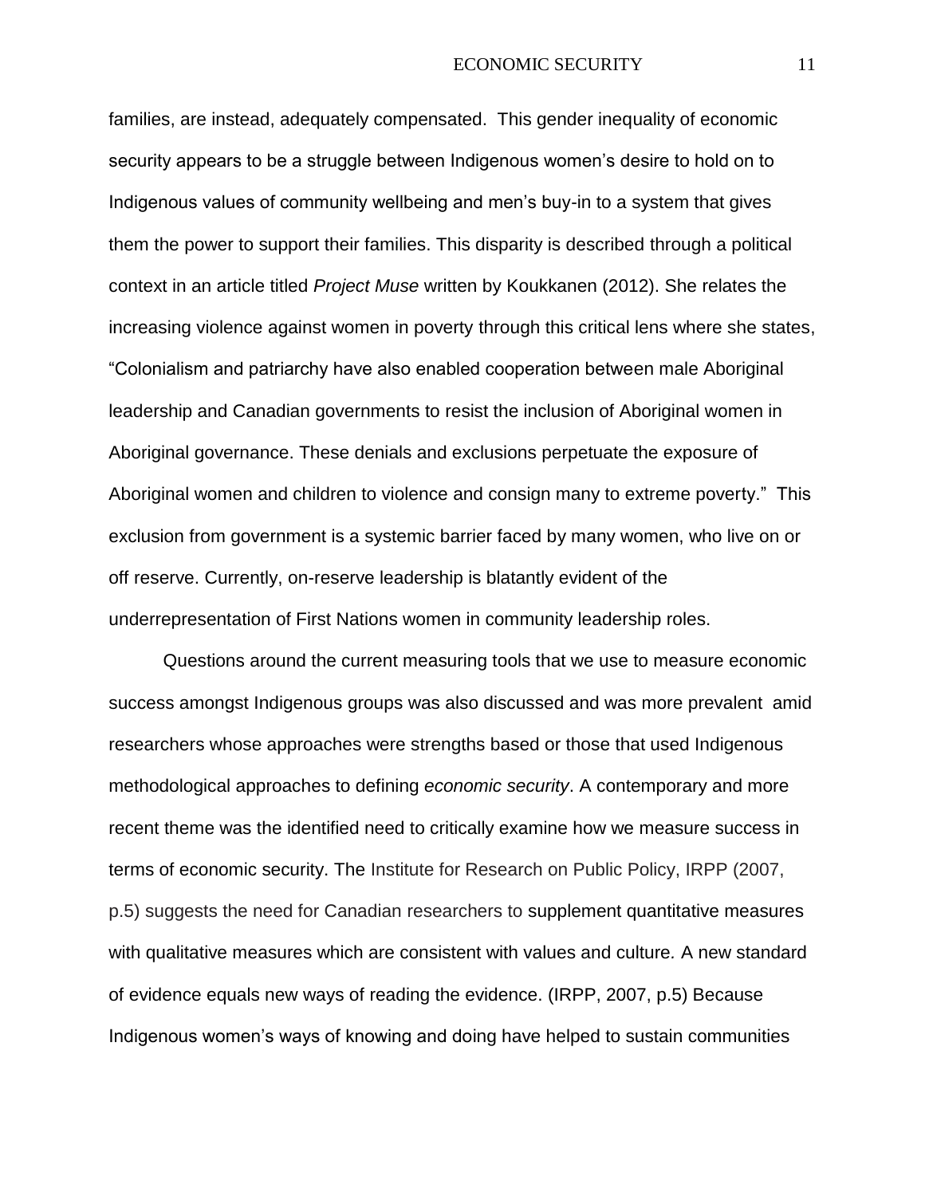families, are instead, adequately compensated.  This gender inequality of economic security appears to be a struggle between Indigenous women's desire to hold on to Indigenous values of community wellbeing and men's buy-in to a system that gives them the power to support their families. This disparity is described through a political context in an article titled *Project Muse* written by Koukkanen (2012). She relates the increasing violence against women in poverty through this critical lens where she states, "Colonialism and patriarchy have also enabled cooperation between male Aboriginal leadership and Canadian governments to resist the inclusion of Aboriginal women in Aboriginal governance. These denials and exclusions perpetuate the exposure of Aboriginal women and children to violence and consign many to extreme poverty."  This exclusion from government is a systemic barrier faced by many women, who live on or off reserve. Currently, on-reserve leadership is blatantly evident of the underrepresentation of First Nations women in community leadership roles.

Questions around the current measuring tools that we use to measure economic success amongst Indigenous groups was also discussed and was more prevalent amid researchers whose approaches were strengths based or those that used Indigenous methodological approaches to defining *economic security*. A contemporary and more recent theme was the identified need to critically examine how we measure success in terms of economic security. The Institute for Research on Public Policy, IRPP (2007, p.5) suggests the need for Canadian researchers to supplement quantitative measures with qualitative measures which are consistent with values and culture*.* A new standard of evidence equals new ways of reading the evidence. (IRPP, 2007, p.5) Because Indigenous women's ways of knowing and doing have helped to sustain communities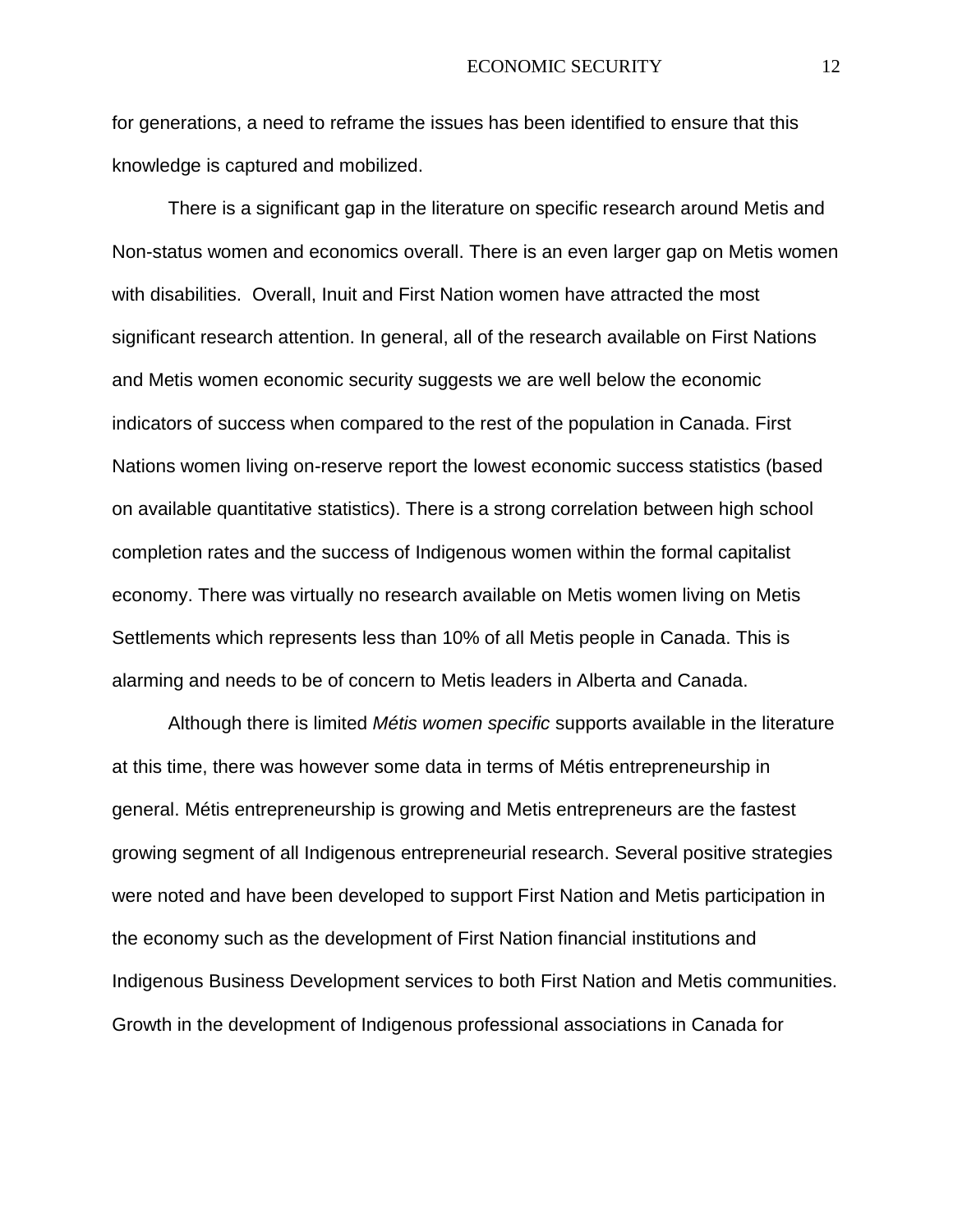for generations, a need to reframe the issues has been identified to ensure that this knowledge is captured and mobilized.

There is a significant gap in the literature on specific research around Metis and Non-status women and economics overall. There is an even larger gap on Metis women with disabilities.  Overall, Inuit and First Nation women have attracted the most significant research attention. In general, all of the research available on First Nations and Metis women economic security suggests we are well below the economic indicators of success when compared to the rest of the population in Canada. First Nations women living on-reserve report the lowest economic success statistics (based on available quantitative statistics). There is a strong correlation between high school completion rates and the success of Indigenous women within the formal capitalist economy. There was virtually no research available on Metis women living on Metis Settlements which represents less than 10% of all Metis people in Canada. This is alarming and needs to be of concern to Metis leaders in Alberta and Canada.

Although there is limited *Métis women specific* supports available in the literature at this time, there was however some data in terms of Métis entrepreneurship in general. Métis entrepreneurship is growing and Metis entrepreneurs are the fastest growing segment of all Indigenous entrepreneurial research. Several positive strategies were noted and have been developed to support First Nation and Metis participation in the economy such as the development of First Nation financial institutions and Indigenous Business Development services to both First Nation and Metis communities. Growth in the development of Indigenous professional associations in Canada for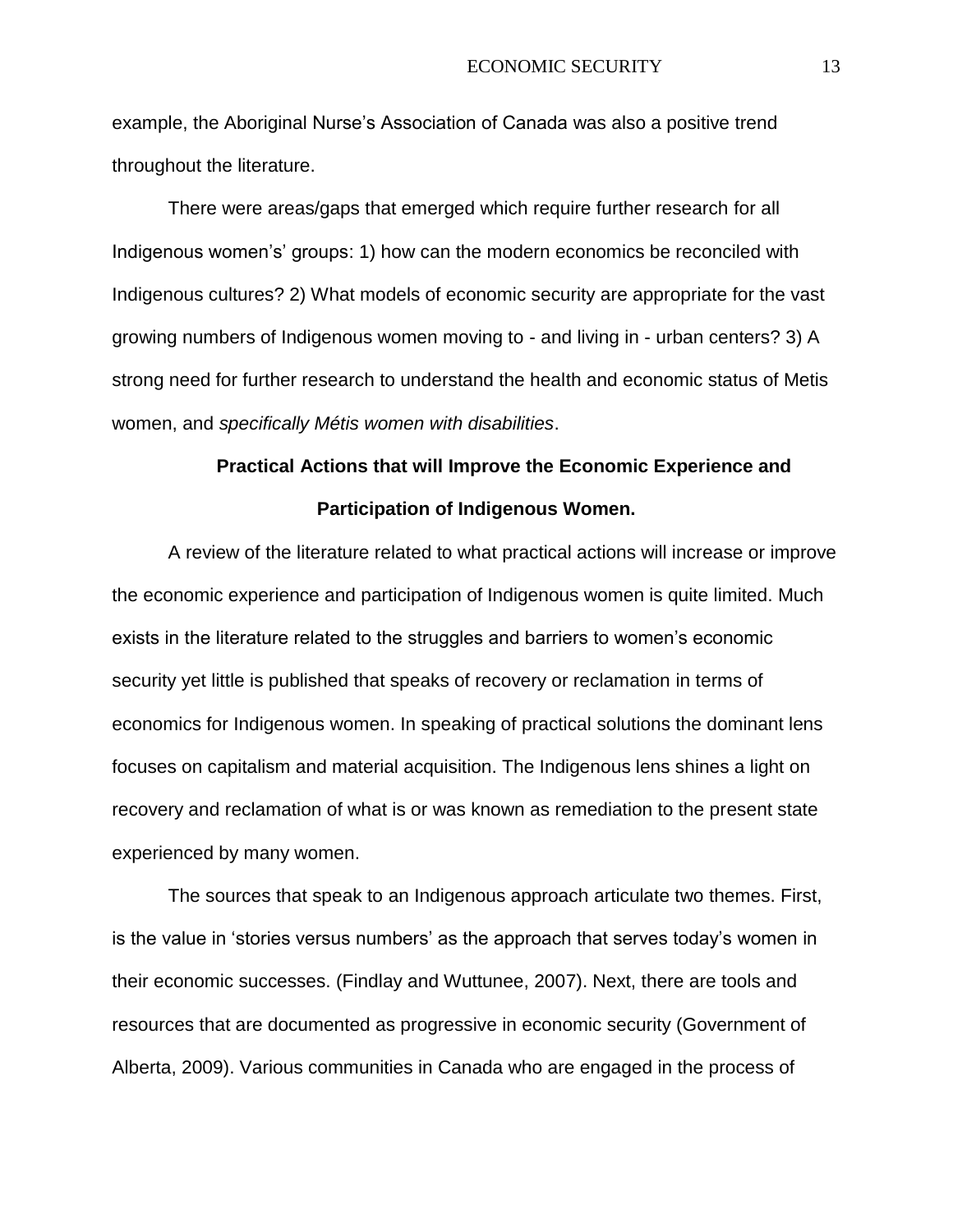example, the Aboriginal Nurse's Association of Canada was also a positive trend throughout the literature.

There were areas/gaps that emerged which require further research for all Indigenous women's' groups: 1) how can the modern economics be reconciled with Indigenous cultures? 2) What models of economic security are appropriate for the vast growing numbers of Indigenous women moving to - and living in - urban centers? 3) A strong need for further research to understand the health and economic status of Metis women, and *specifically Métis women with disabilities*.

## Practical Actions that will Improve the Economic Experience and Participation of Indigenous Women.

A review of the literature related to what practical actions will increase or improve the economic experience and participation of Indigenous women is quite limited. Much exists in the literature related to the struggles and barriers to women's economic security yet little is published that speaks of recovery or reclamation in terms of economics for Indigenous women. In speaking of practical solutions the dominant lens focuses on capitalism and material acquisition. The Indigenous lens shines a light on recovery and reclamation of what is or was known as remediation to the present state experienced by many women.

The sources that speak to an Indigenous approach articulate two themes. First, is the value in 'stories versus numbers' as the approach that serves today's women in their economic successes. (Findlay and Wuttunee, 2007). Next, there are tools and resources that are documented as progressive in economic security (Government of Alberta, 2009). Various communities in Canada who are engaged in the process of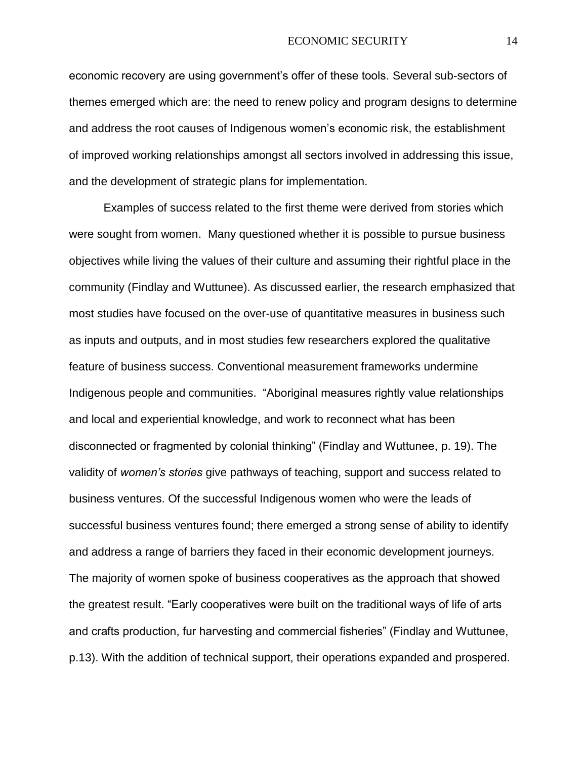economic recovery are using government's offer of these tools. Several sub-sectors of themes emerged which are: the need to renew policy and program designs to determine and address the root causes of Indigenous women's economic risk, the establishment of improved working relationships amongst all sectors involved in addressing this issue, and the development of strategic plans for implementation.

Examples of success related to the first theme were derived from stories which were sought from women. Many questioned whether it is possible to pursue business objectives while living the values of their culture and assuming their rightful place in the community (Findlay and Wuttunee). As discussed earlier, the research emphasized that most studies have focused on the over-use of quantitative measures in business such as inputs and outputs, and in most studies few researchers explored the qualitative feature of business success. Conventional measurement frameworks undermine Indigenous people and communities. "Aboriginal measures rightly value relationships and local and experiential knowledge, and work to reconnect what has been disconnected or fragmented by colonial thinking" (Findlay and Wuttunee, p. 19). The validity of *women's stories* give pathways of teaching, support and success related to business ventures. Of the successful Indigenous women who were the leads of successful business ventures found; there emerged a strong sense of ability to identify and address a range of barriers they faced in their economic development journeys. The majority of women spoke of business cooperatives as the approach that showed the greatest result. "Early cooperatives were built on the traditional ways of life of arts and crafts production, fur harvesting and commercial fisheries" (Findlay and Wuttunee, p.13). With the addition of technical support, their operations expanded and prospered.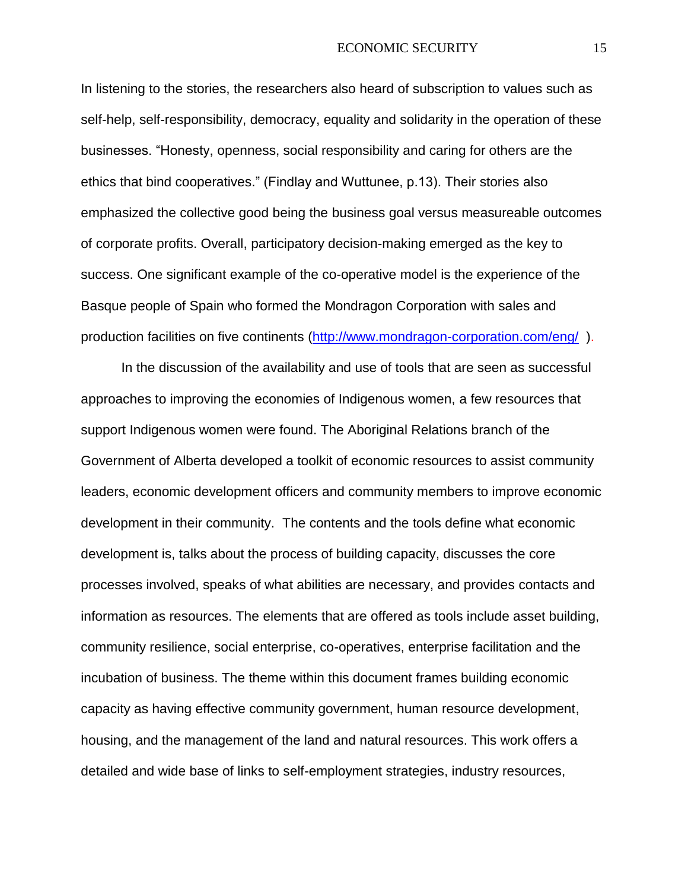In listening to the stories, the researchers also heard of subscription to values such as self-help, self-responsibility, democracy, equality and solidarity in the operation of these businesses. “Honesty, openness, social responsibility and caring for others are the ethics that bind cooperatives.” (Findlay and Wuttunee, p.13). Their stories also emphasized the collective good being the business goal versus measureable outcomes of corporate profits. Overall, participatory decision-making emerged as the key to success. One significant example of the co-operative model is the experience of the Basque people of Spain who formed the Mondragon Corporation with sales and production facilities on five continents (http://www.mondragon-corporation.com/eng/ ).

In the discussion of the availability and use of tools that are seen as successful approaches to improving the economies of Indigenous women, a few resources that support Indigenous women were found. The Aboriginal Relations branch of the Government of Alberta developed a toolkit of economic resources to assist community leaders, economic development officers and community members to improve economic development in their community. The contents and the tools define what economic development is, talks about the process of building capacity, discusses the core processes involved, speaks of what abilities are necessary, and provides contacts and information as resources. The elements that are offered as tools include asset building, community resilience, social enterprise, co-operatives, enterprise facilitation and the incubation of business. The theme within this document frames building economic capacity as having effective community government, human resource development, housing, and the management of the land and natural resources. This work offers a detailed and wide base of links to self-employment strategies, industry resources,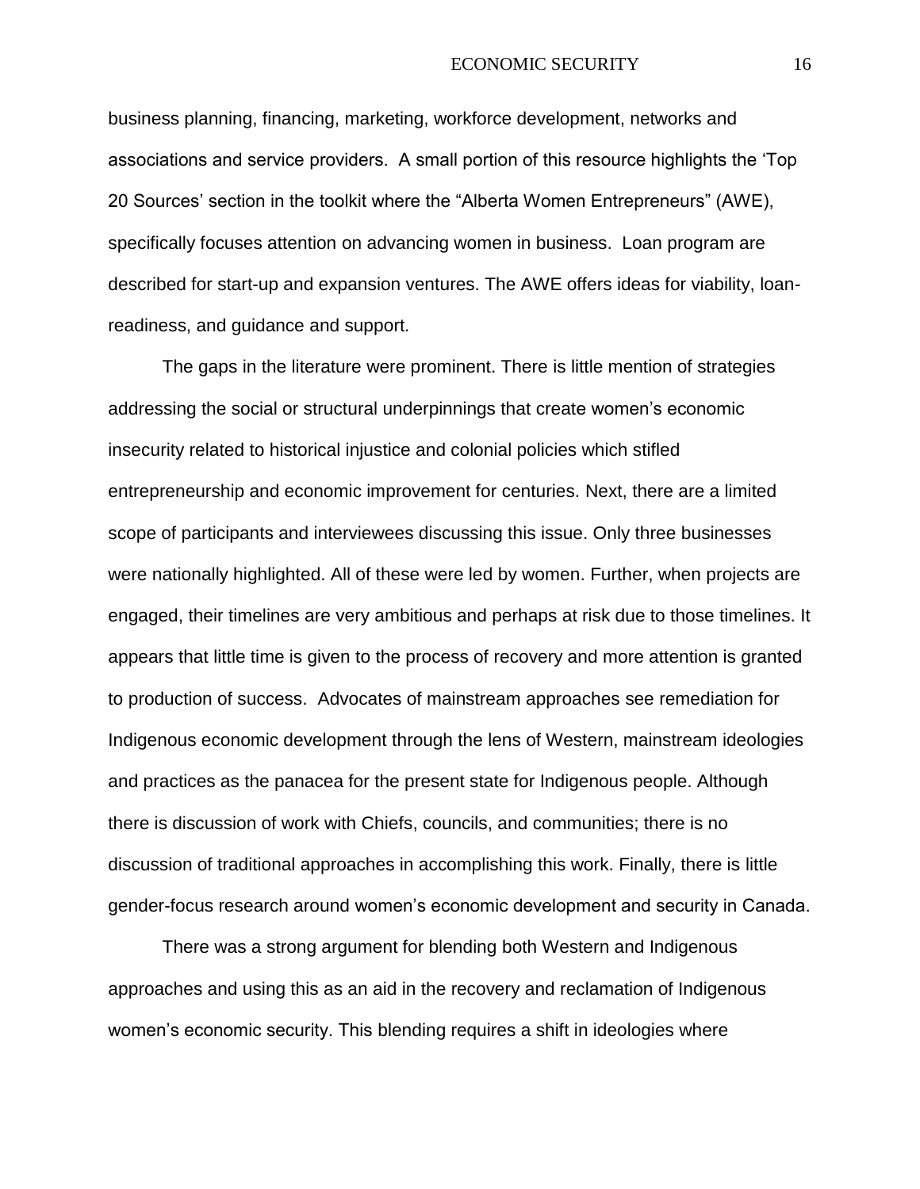business planning, financing, marketing, workforce development, networks and associations and service providers. A small portion of this resource highlights the 'Top 20 Sources' section in the toolkit where the "Alberta Women Entrepreneurs" (AWE), specifically focuses attention on advancing women in business. Loan program are described for start-up and expansion ventures. The AWE offers ideas for viability, loan-readiness, and guidance and support.

The gaps in the literature were prominent. There is little mention of strategies addressing the social or structural underpinnings that create women's economic insecurity related to historical injustice and colonial policies which stifled entrepreneurship and economic improvement for centuries. Next, there are a limited scope of participants and interviewees discussing this issue. Only three businesses were nationally highlighted. All of these were led by women. Further, when projects are engaged, their timelines are very ambitious and perhaps at risk due to those timelines. It appears that little time is given to the process of recovery and more attention is granted to production of success. Advocates of mainstream approaches see remediation for Indigenous economic development through the lens of Western, mainstream ideologies and practices as the panacea for the present state for Indigenous people. Although there is discussion of work with Chiefs, councils, and communities; there is no discussion of traditional approaches in accomplishing this work. Finally, there is little gender-focus research around women's economic development and security in Canada.

There was a strong argument for blending both Western and Indigenous approaches and using this as an aid in the recovery and reclamation of Indigenous women's economic security. This blending requires a shift in ideologies where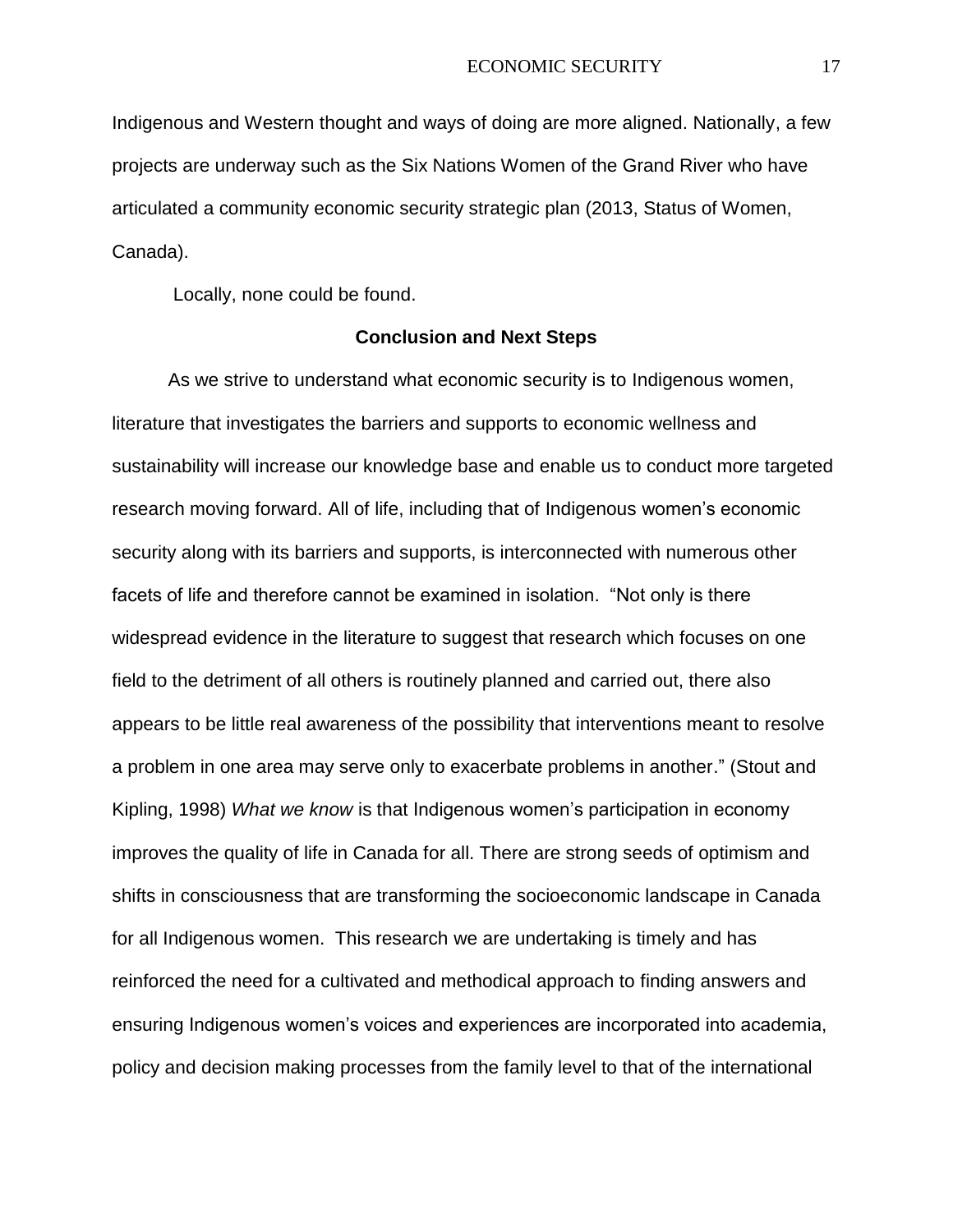Indigenous and Western thought and ways of doing are more aligned. Nationally, a few projects are underway such as the Six Nations Women of the Grand River who have articulated a community economic security strategic plan (2013, Status of Women, Canada).

Locally, none could be found.

## Conclusion and Next Steps

As we strive to understand what economic security is to Indigenous women, literature that investigates the barriers and supports to economic wellness and sustainability will increase our knowledge base and enable us to conduct more targeted research moving forward. All of life, including that of Indigenous women's economic security along with its barriers and supports, is interconnected with numerous other facets of life and therefore cannot be examined in isolation. "Not only is there widespread evidence in the literature to suggest that research which focuses on one field to the detriment of all others is routinely planned and carried out, there also appears to be little real awareness of the possibility that interventions meant to resolve a problem in one area may serve only to exacerbate problems in another." (Stout and Kipling, 1998) *What we know* is that Indigenous women's participation in economy improves the quality of life in Canada for all. There are strong seeds of optimism and shifts in consciousness that are transforming the socioeconomic landscape in Canada for all Indigenous women. This research we are undertaking is timely and has reinforced the need for a cultivated and methodical approach to finding answers and ensuring Indigenous women's voices and experiences are incorporated into academia, policy and decision making processes from the family level to that of the international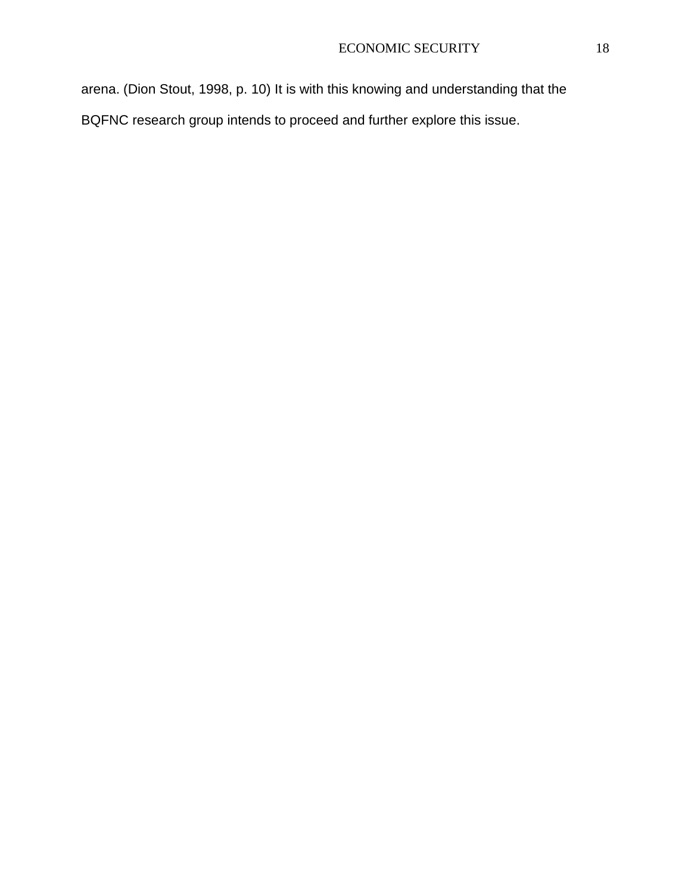arena. (Dion Stout, 1998, p. 10) It is with this knowing and understanding that the BQFNC research group intends to proceed and further explore this issue.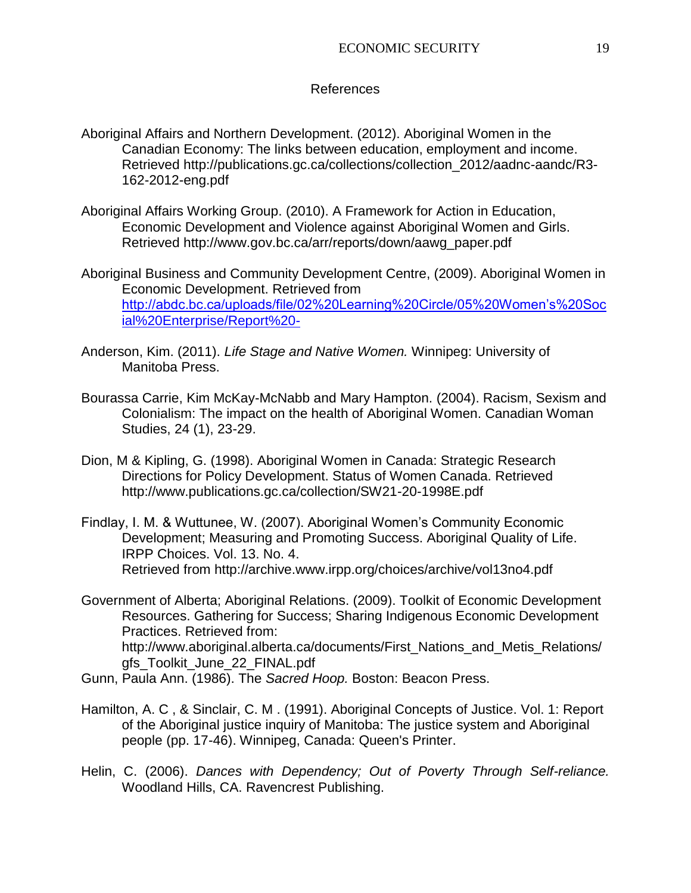# References

Aboriginal Affairs and Northern Development. (2012). Aboriginal Women in the Canadian Economy: The links between education, employment and income. Retrieved http://publications.gc.ca/collections/collection_2012/aadnc-aandc/R3-162-2012-eng.pdf

Aboriginal Affairs Working Group. (2010). A Framework for Action in Education, Economic Development and Violence against Aboriginal Women and Girls. Retrieved http://www.gov.bc.ca/arr/reports/down/aawg_paper.pdf

Aboriginal Business and Community Development Centre, (2009). Aboriginal Women in Economic Development. Retrieved from http://abdc.bc.ca/uploads/file/02%20Learning%20Circle/05%20Women's%20Social%20Enterprise/Report%20-

Anderson, Kim. (2011). *Life Stage and Native Women.* Winnipeg: University of Manitoba Press.

Bourassa Carrie, Kim McKay-McNabb and Mary Hampton. (2004). Racism, Sexism and Colonialism: The impact on the health of Aboriginal Women. Canadian Woman Studies, 24 (1), 23-29.

Dion, M & Kipling, G. (1998). Aboriginal Women in Canada: Strategic Research Directions for Policy Development. Status of Women Canada. Retrieved http://www.publications.gc.ca/collection/SW21-20-1998E.pdf

Findlay, I. M. & Wuttunee, W. (2007). Aboriginal Women's Community Economic Development; Measuring and Promoting Success. Aboriginal Quality of Life. IRPP Choices. Vol. 13. No. 4. Retrieved from http://archive.www.irpp.org/choices/archive/vol13no4.pdf

Government of Alberta; Aboriginal Relations. (2009). Toolkit of Economic Development Resources. Gathering for Success; Sharing Indigenous Economic Development Practices. Retrieved from: http://www.aboriginal.alberta.ca/documents/First_Nations_and_Metis_Relations/gfs_Toolkit_June_22_FINAL.pdf

Gunn, Paula Ann. (1986). The *Sacred Hoop.* Boston: Beacon Press.

Hamilton, A. C , & Sinclair, C. M . (1991). Aboriginal Concepts of Justice. Vol. 1: Report of the Aboriginal justice inquiry of Manitoba: The justice system and Aboriginal people (pp. 17-46). Winnipeg, Canada: Queen's Printer.

Helin, C. (2006). *Dances with Dependency; Out of Poverty Through Self-reliance.* Woodland Hills, CA. Ravencrest Publishing.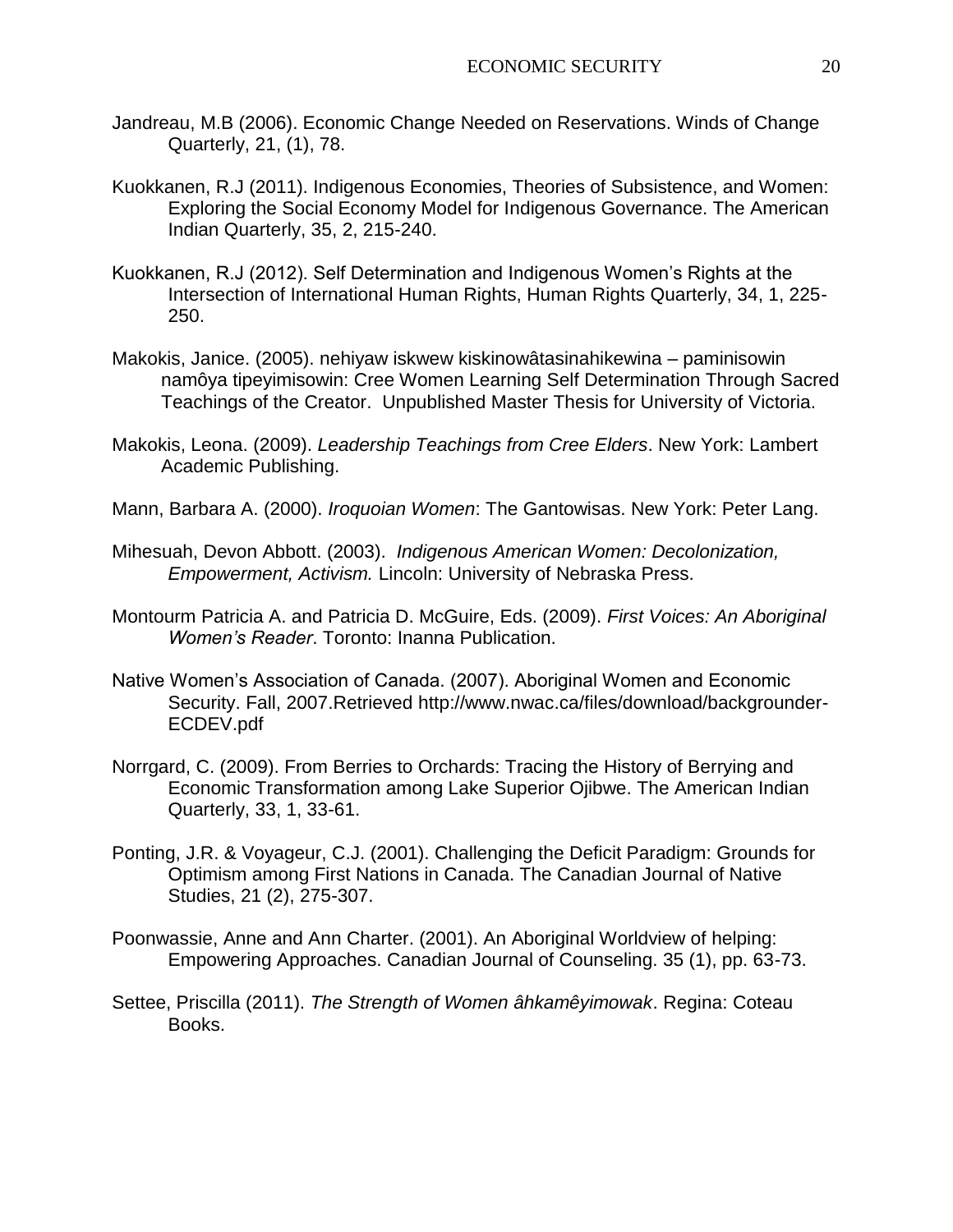Jandreau, M.B (2006). Economic Change Needed on Reservations. Winds of Change Quarterly, 21, (1), 78.

Kuokkanen, R.J (2011). Indigenous Economies, Theories of Subsistence, and Women: Exploring the Social Economy Model for Indigenous Governance. The American Indian Quarterly, 35, 2, 215-240.

Kuokkanen, R.J (2012). Self Determination and Indigenous Women's Rights at the Intersection of International Human Rights, Human Rights Quarterly, 34, 1, 225-250.

Makokis, Janice. (2005). nehiyaw iskwew kiskinowâtasinahikewina – paminisowin namôya tipeyimisowin: Cree Women Learning Self Determination Through Sacred Teachings of the Creator. Unpublished Master Thesis for University of Victoria.

Makokis, Leona. (2009). *Leadership Teachings from Cree Elders*. New York: Lambert Academic Publishing.

Mann, Barbara A. (2000). *Iroquoian Women*: The Gantowisas. New York: Peter Lang.

Mihesuah, Devon Abbott. (2003). *Indigenous American Women: Decolonization, Empowerment, Activism.* Lincoln: University of Nebraska Press.

Montourm Patricia A. and Patricia D. McGuire, Eds. (2009). *First Voices: An Aboriginal Women's Reader*. Toronto: Inanna Publication.

Native Women's Association of Canada. (2007). Aboriginal Women and Economic Security. Fall, 2007.Retrieved http://www.nwac.ca/files/download/backgrounder-ECDEV.pdf

Norrgard, C. (2009). From Berries to Orchards: Tracing the History of Berrying and Economic Transformation among Lake Superior Ojibwe. The American Indian Quarterly, 33, 1, 33-61.

Ponting, J.R. & Voyageur, C.J. (2001). Challenging the Deficit Paradigm: Grounds for Optimism among First Nations in Canada. The Canadian Journal of Native Studies, 21 (2), 275-307.

Poonwassie, Anne and Ann Charter. (2001). An Aboriginal Worldview of helping: Empowering Approaches. Canadian Journal of Counseling. 35 (1), pp. 63-73.

Settee, Priscilla (2011). *The Strength of Women âhkamêyimowak*. Regina: Coteau Books.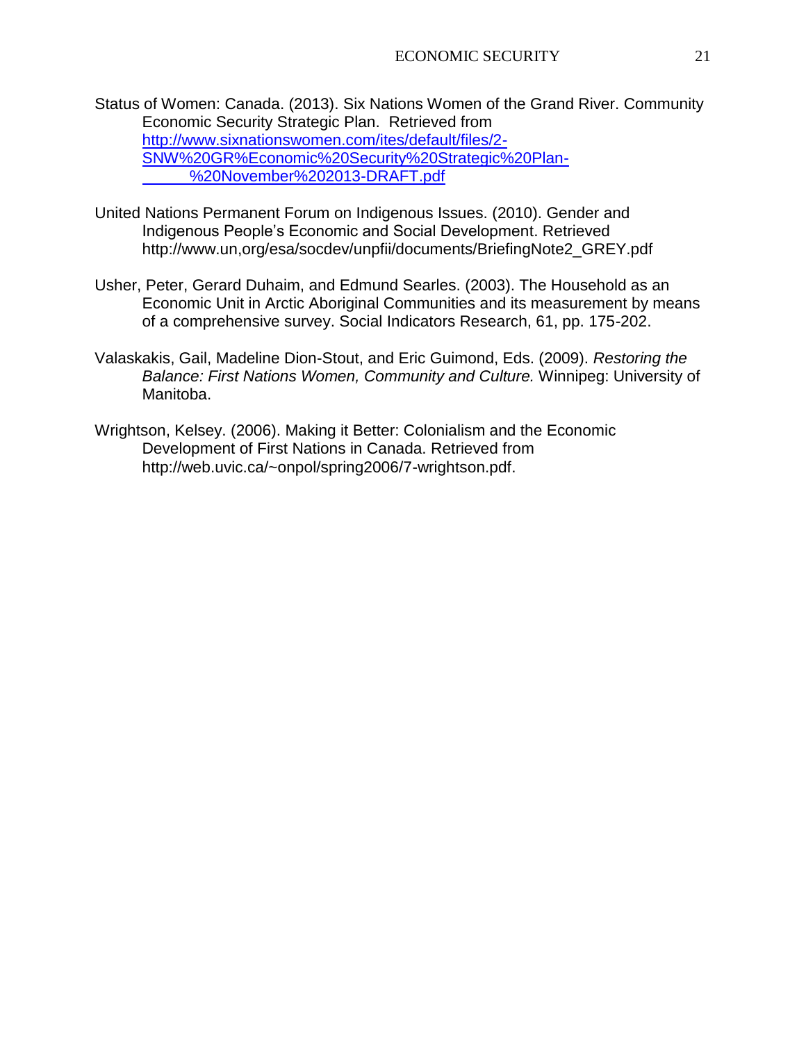Status of Women: Canada. (2013). Six Nations Women of the Grand River. Community Economic Security Strategic Plan. Retrieved from http://www.sixnationswomen.com/ites/default/files/2-SNW%20GR%Economic%20Security%20Strategic%20Plan-%20November%202013-DRAFT.pdf

United Nations Permanent Forum on Indigenous Issues. (2010). Gender and Indigenous People's Economic and Social Development. Retrieved http://www.un,org/esa/socdev/unpfii/documents/BriefingNote2_GREY.pdf

Usher, Peter, Gerard Duhaim, and Edmund Searles. (2003). The Household as an Economic Unit in Arctic Aboriginal Communities and its measurement by means of a comprehensive survey. Social Indicators Research, 61, pp. 175-202.

Valaskakis, Gail, Madeline Dion-Stout, and Eric Guimond, Eds. (2009). *Restoring the Balance: First Nations Women, Community and Culture.* Winnipeg: University of Manitoba.

Wrightson, Kelsey. (2006). Making it Better: Colonialism and the Economic Development of First Nations in Canada. Retrieved from http://web.uvic.ca/~onpol/spring2006/7-wrightson.pdf.